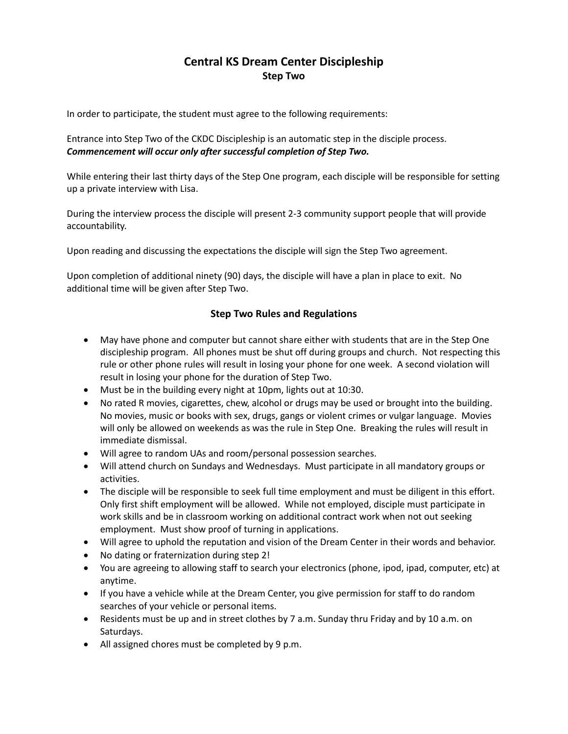# Central KS Dream Center Discipleship

## Step Two

In order to participate, the student must agree to the following requirements:

Entrance into Step Two of the CKDC Discipleship is an automatic step in the disciple process. ***Commencement will occur only after successful completion of Step Two.***

While entering their last thirty days of the Step One program, each disciple will be responsible for setting up a private interview with Lisa.

During the interview process the disciple will present 2-3 community support people that will provide accountability.

Upon reading and discussing the expectations the disciple will sign the Step Two agreement.

Upon completion of additional ninety (90) days, the disciple will have a plan in place to exit. No additional time will be given after Step Two.

### Step Two Rules and Regulations

- May have phone and computer but cannot share either with students that are in the Step One discipleship program. All phones must be shut off during groups and church. Not respecting this rule or other phone rules will result in losing your phone for one week. A second violation will result in losing your phone for the duration of Step Two.
- Must be in the building every night at 10pm, lights out at 10:30.
- No rated R movies, cigarettes, chew, alcohol or drugs may be used or brought into the building. No movies, music or books with sex, drugs, gangs or violent crimes or vulgar language. Movies will only be allowed on weekends as was the rule in Step One. Breaking the rules will result in immediate dismissal.
- Will agree to random UAs and room/personal possession searches.
- Will attend church on Sundays and Wednesdays. Must participate in all mandatory groups or activities.
- The disciple will be responsible to seek full time employment and must be diligent in this effort. Only first shift employment will be allowed. While not employed, disciple must participate in work skills and be in classroom working on additional contract work when not out seeking employment. Must show proof of turning in applications.
- Will agree to uphold the reputation and vision of the Dream Center in their words and behavior.
- No dating or fraternization during step 2!
- You are agreeing to allowing staff to search your electronics (phone, ipod, ipad, computer, etc) at anytime.
- If you have a vehicle while at the Dream Center, you give permission for staff to do random searches of your vehicle or personal items.
- Residents must be up and in street clothes by 7 a.m. Sunday thru Friday and by 10 a.m. on Saturdays.
- All assigned chores must be completed by 9 p.m.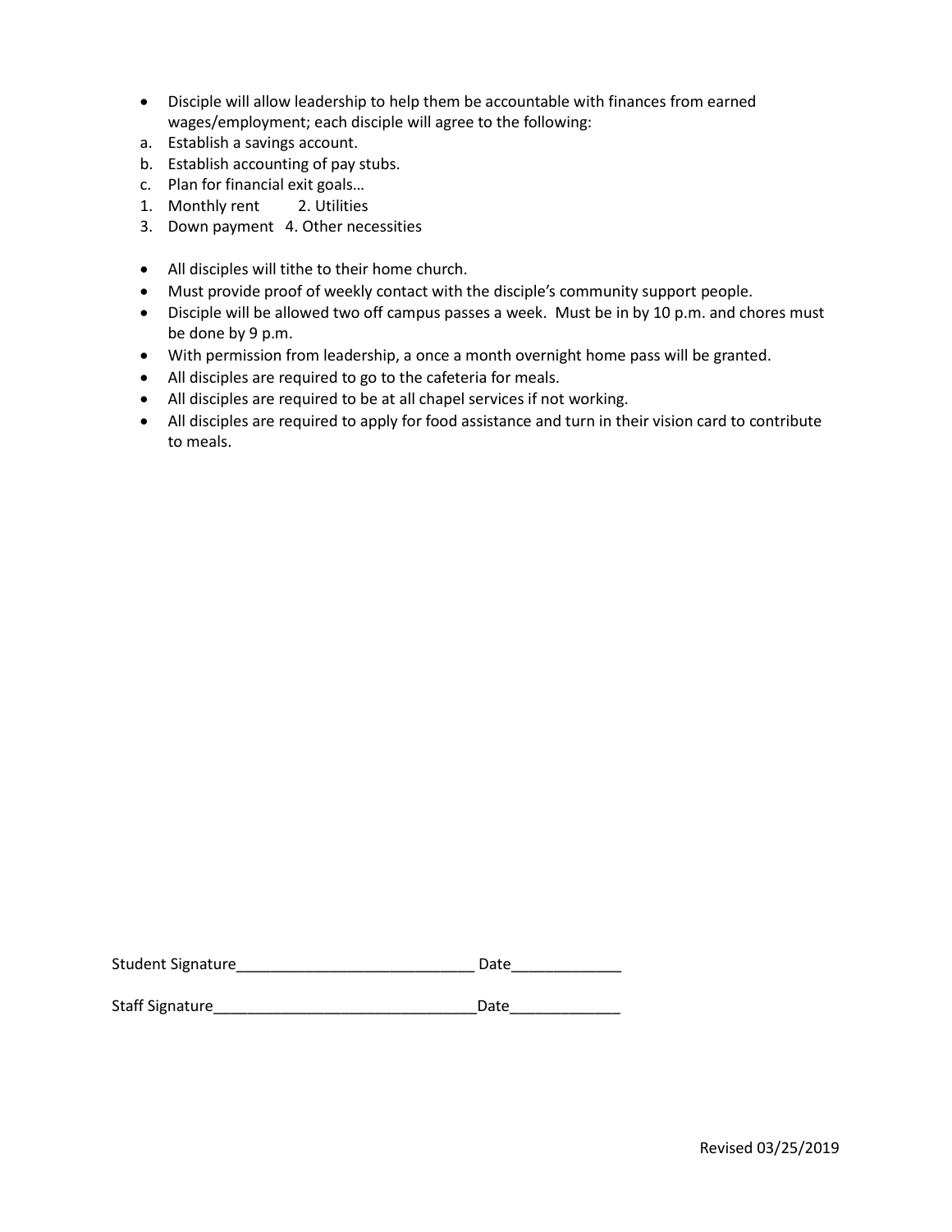- Disciple will allow leadership to help them be accountable with finances from earned wages/employment; each disciple will agree to the following:

a. Establish a savings account.
b. Establish accounting of pay stubs.
c. Plan for financial exit goals…

1. Monthly rent 2. Utilities
3. Down payment 4. Other necessities

- All disciples will tithe to their home church.
- Must provide proof of weekly contact with the disciple's community support people.
- Disciple will be allowed two off campus passes a week. Must be in by 10 p.m. and chores must be done by 9 p.m.
- With permission from leadership, a once a month overnight home pass will be granted.
- All disciples are required to go to the cafeteria for meals.
- All disciples are required to be at all chapel services if not working.
- All disciples are required to apply for food assistance and turn in their vision card to contribute to meals.

Student Signature____________________________ Date_____________

Staff Signature_______________________________Date_____________

Revised 03/25/2019